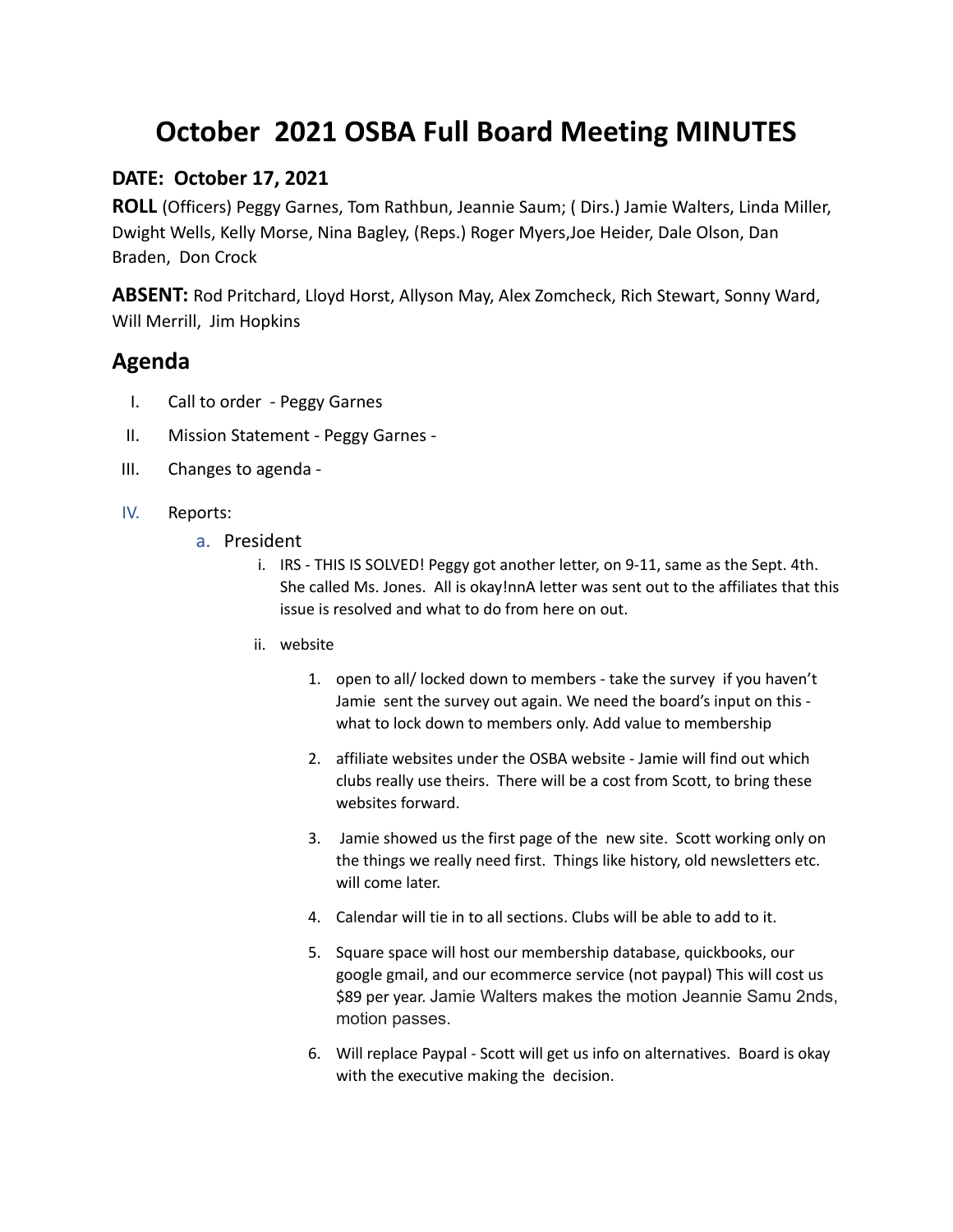# October 2021 OSBA Full Board Meeting MINUTES

### DATE: October 17, 2021

**ROLL** (Officers) Peggy Garnes, Tom Rathbun, Jeannie Saum; ( Dirs.) Jamie Walters, Linda Miller, Dwight Wells, Kelly Morse, Nina Bagley, (Reps.) Roger Myers,Joe Heider, Dale Olson, Dan Braden, Don Crock

**ABSENT:** Rod Pritchard, Lloyd Horst, Allyson May, Alex Zomcheck, Rich Stewart, Sonny Ward, Will Merrill, Jim Hopkins

## Agenda

I. Call to order - Peggy Garnes

II. Mission Statement - Peggy Garnes -

III. Changes to agenda -

IV. Reports:

   a. President

      i. IRS - THIS IS SOLVED! Peggy got another letter, on 9-11, same as the Sept. 4th. She called Ms. Jones. All is okay!nnA letter was sent out to the affiliates that this issue is resolved and what to do from here on out.

      ii. website

         1. open to all/ locked down to members - take the survey if you haven't Jamie sent the survey out again. We need the board's input on this - what to lock down to members only. Add value to membership

         2. affiliate websites under the OSBA website - Jamie will find out which clubs really use theirs. There will be a cost from Scott, to bring these websites forward.

         3. Jamie showed us the first page of the new site. Scott working only on the things we really need first. Things like history, old newsletters etc. will come later.

         4. Calendar will tie in to all sections. Clubs will be able to add to it.

         5. Square space will host our membership database, quickbooks, our google gmail, and our ecommerce service (not paypal) This will cost us $89 per year. Jamie Walters makes the motion Jeannie Samu 2nds, motion passes.

         6. Will replace Paypal - Scott will get us info on alternatives. Board is okay with the executive making the decision.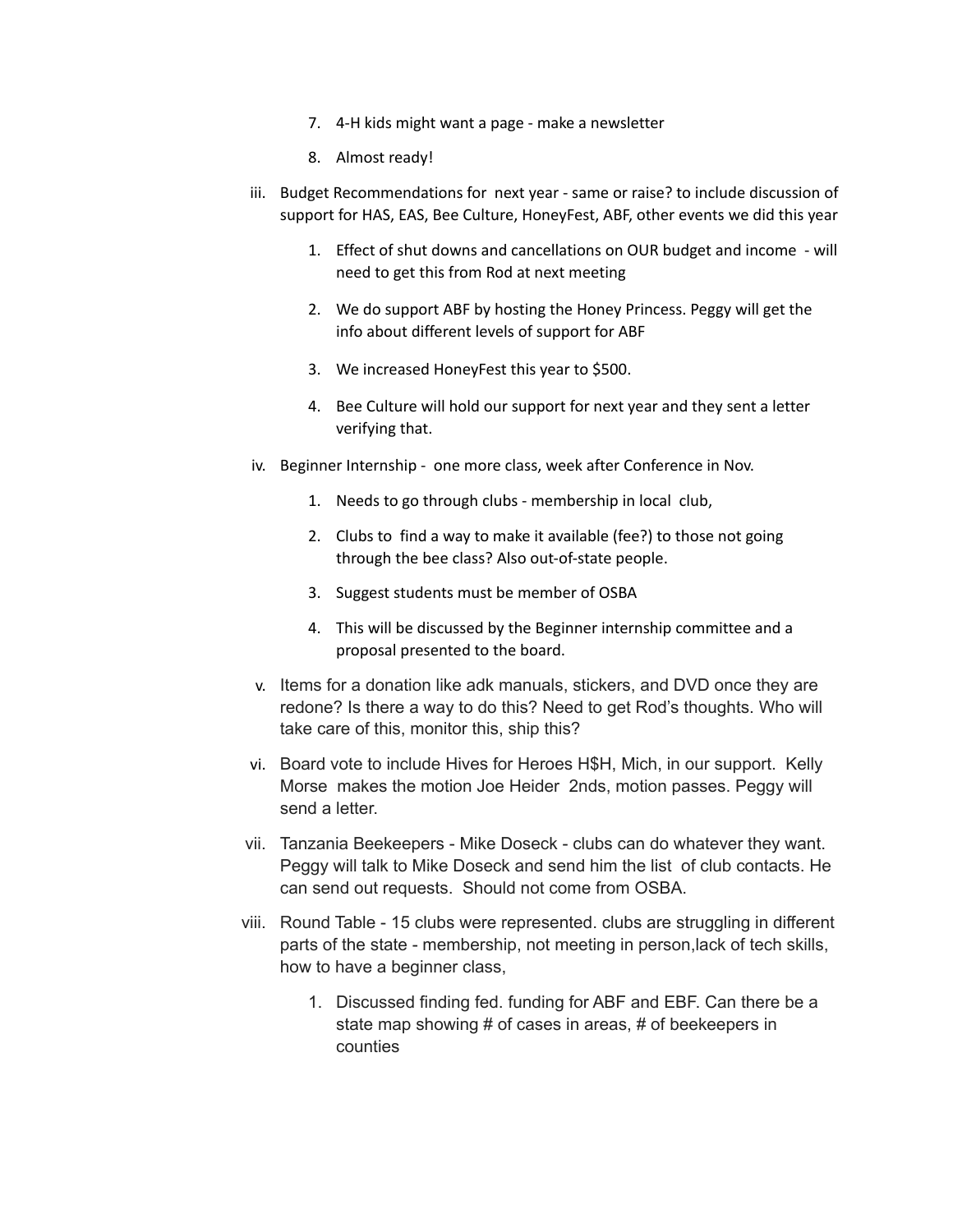7. 4-H kids might want a page - make a newsletter
8. Almost ready!

iii. Budget Recommendations for next year - same or raise? to include discussion of support for HAS, EAS, Bee Culture, HoneyFest, ABF, other events we did this year

   1. Effect of shut downs and cancellations on OUR budget and income - will need to get this from Rod at next meeting
   2. We do support ABF by hosting the Honey Princess. Peggy will get the info about different levels of support for ABF
   3. We increased HoneyFest this year to $500.
   4. Bee Culture will hold our support for next year and they sent a letter verifying that.

iv. Beginner Internship - one more class, week after Conference in Nov.

   1. Needs to go through clubs - membership in local club,
   2. Clubs to find a way to make it available (fee?) to those not going through the bee class? Also out-of-state people.
   3. Suggest students must be member of OSBA
   4. This will be discussed by the Beginner internship committee and a proposal presented to the board.

v. Items for a donation like adk manuals, stickers, and DVD once they are redone? Is there a way to do this? Need to get Rod's thoughts. Who will take care of this, monitor this, ship this?

vi. Board vote to include Hives for Heroes H$H, Mich, in our support. Kelly Morse makes the motion Joe Heider 2nds, motion passes. Peggy will send a letter.

vii. Tanzania Beekeepers - Mike Doseck - clubs can do whatever they want. Peggy will talk to Mike Doseck and send him the list of club contacts. He can send out requests. Should not come from OSBA.

viii. Round Table - 15 clubs were represented. clubs are struggling in different parts of the state - membership, not meeting in person,lack of tech skills, how to have a beginner class,

   1. Discussed finding fed. funding for ABF and EBF. Can there be a state map showing # of cases in areas, # of beekeepers in counties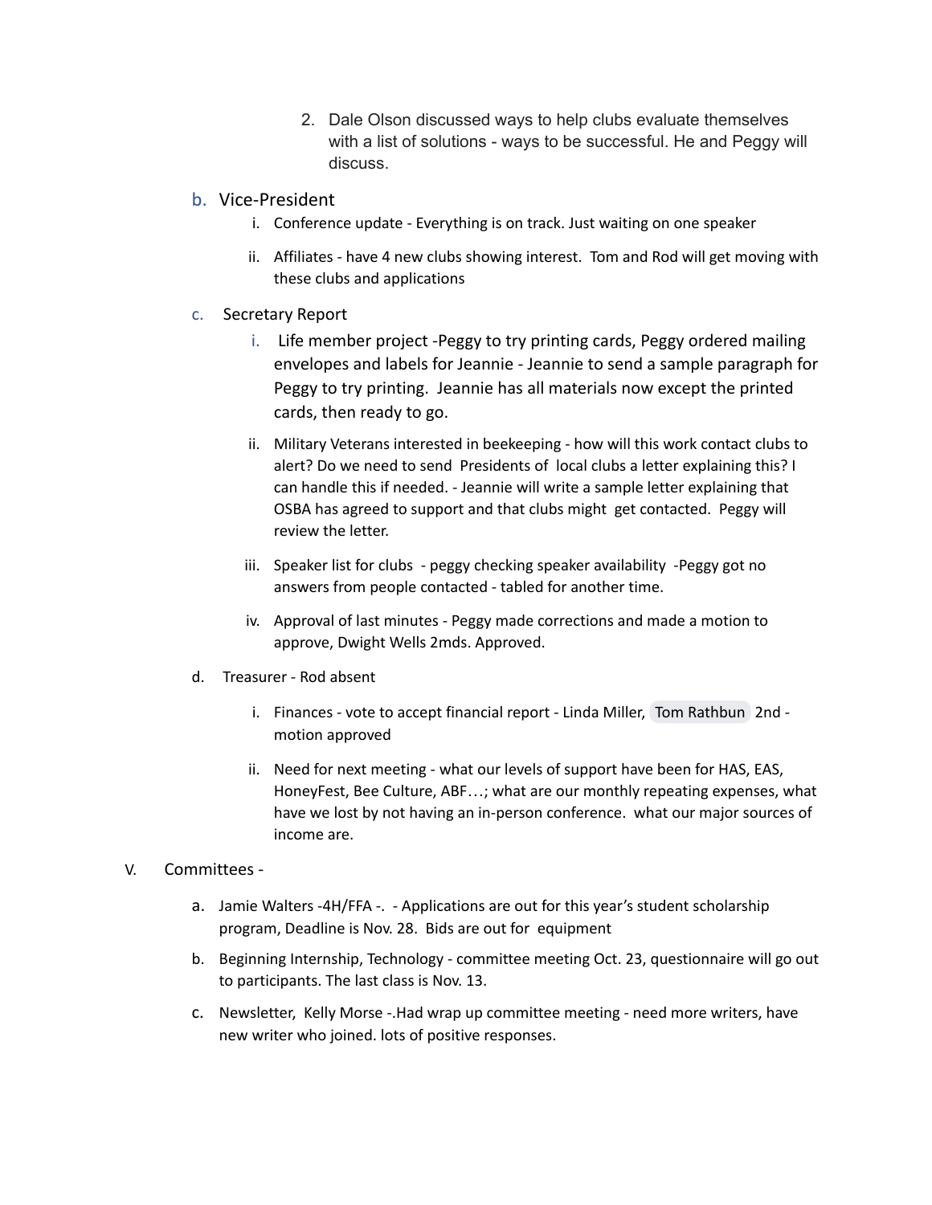2. Dale Olson discussed ways to help clubs evaluate themselves with a list of solutions - ways to be successful. He and Peggy will discuss.

b. Vice-President
   i. Conference update - Everything is on track. Just waiting on one speaker
   ii. Affiliates - have 4 new clubs showing interest. Tom and Rod will get moving with these clubs and applications

c. Secretary Report
   i. Life member project -Peggy to try printing cards, Peggy ordered mailing envelopes and labels for Jeannie - Jeannie to send a sample paragraph for Peggy to try printing. Jeannie has all materials now except the printed cards, then ready to go.
   ii. Military Veterans interested in beekeeping - how will this work contact clubs to alert? Do we need to send Presidents of local clubs a letter explaining this? I can handle this if needed. - Jeannie will write a sample letter explaining that OSBA has agreed to support and that clubs might get contacted. Peggy will review the letter.
   iii. Speaker list for clubs - peggy checking speaker availability -Peggy got no answers from people contacted - tabled for another time.
   iv. Approval of last minutes - Peggy made corrections and made a motion to approve, Dwight Wells 2mds. Approved.

d. Treasurer - Rod absent
   i. Finances - vote to accept financial report - Linda Miller, Tom Rathbun 2nd - motion approved
   ii. Need for next meeting - what our levels of support have been for HAS, EAS, HoneyFest, Bee Culture, ABF…; what are our monthly repeating expenses, what have we lost by not having an in-person conference. what our major sources of income are.

V. Committees -

a. Jamie Walters -4H/FFA -. - Applications are out for this year's student scholarship program, Deadline is Nov. 28. Bids are out for equipment

b. Beginning Internship, Technology - committee meeting Oct. 23, questionnaire will go out to participants. The last class is Nov. 13.

c. Newsletter, Kelly Morse -.Had wrap up committee meeting - need more writers, have new writer who joined. lots of positive responses.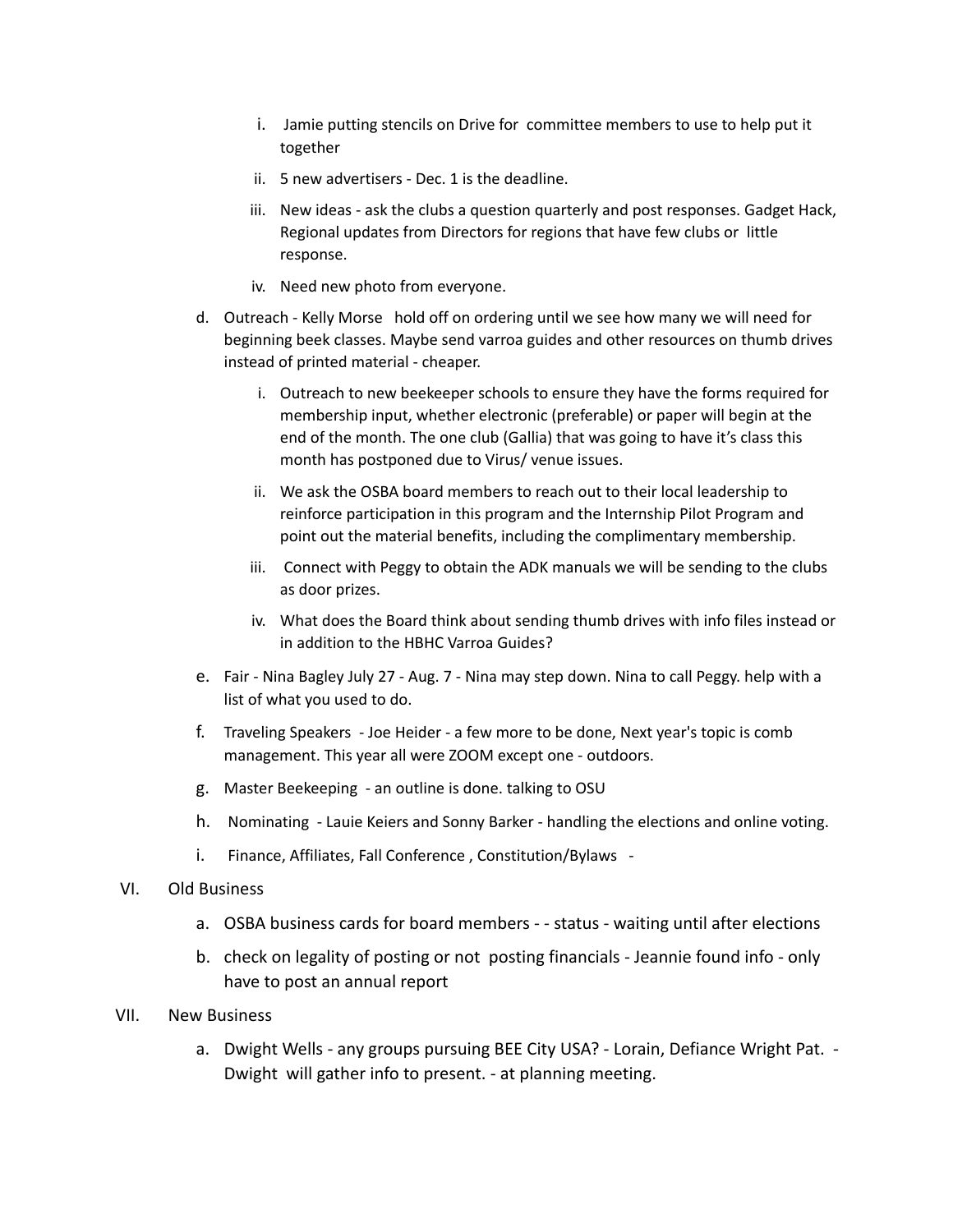i. Jamie putting stencils on Drive for committee members to use to help put it together
   ii. 5 new advertisers - Dec. 1 is the deadline.
   iii. New ideas - ask the clubs a question quarterly and post responses. Gadget Hack, Regional updates from Directors for regions that have few clubs or little response.
   iv. Need new photo from everyone.

d. Outreach - Kelly Morse hold off on ordering until we see how many we will need for beginning beek classes. Maybe send varroa guides and other resources on thumb drives instead of printed material - cheaper.
   i. Outreach to new beekeeper schools to ensure they have the forms required for membership input, whether electronic (preferable) or paper will begin at the end of the month. The one club (Gallia) that was going to have it's class this month has postponed due to Virus/ venue issues.
   ii. We ask the OSBA board members to reach out to their local leadership to reinforce participation in this program and the Internship Pilot Program and point out the material benefits, including the complimentary membership.
   iii. Connect with Peggy to obtain the ADK manuals we will be sending to the clubs as door prizes.
   iv. What does the Board think about sending thumb drives with info files instead or in addition to the HBHC Varroa Guides?

e. Fair - Nina Bagley July 27 - Aug. 7 - Nina may step down. Nina to call Peggy. help with a list of what you used to do.

f. Traveling Speakers - Joe Heider - a few more to be done, Next year's topic is comb management. This year all were ZOOM except one - outdoors.

g. Master Beekeeping - an outline is done. talking to OSU

h. Nominating - Lauie Keiers and Sonny Barker - handling the elections and online voting.

i. Finance, Affiliates, Fall Conference , Constitution/Bylaws -

VI. Old Business

a. OSBA business cards for board members - - status - waiting until after elections

b. check on legality of posting or not posting financials - Jeannie found info - only have to post an annual report

VII. New Business

a. Dwight Wells - any groups pursuing BEE City USA? - Lorain, Defiance Wright Pat. - Dwight will gather info to present. - at planning meeting.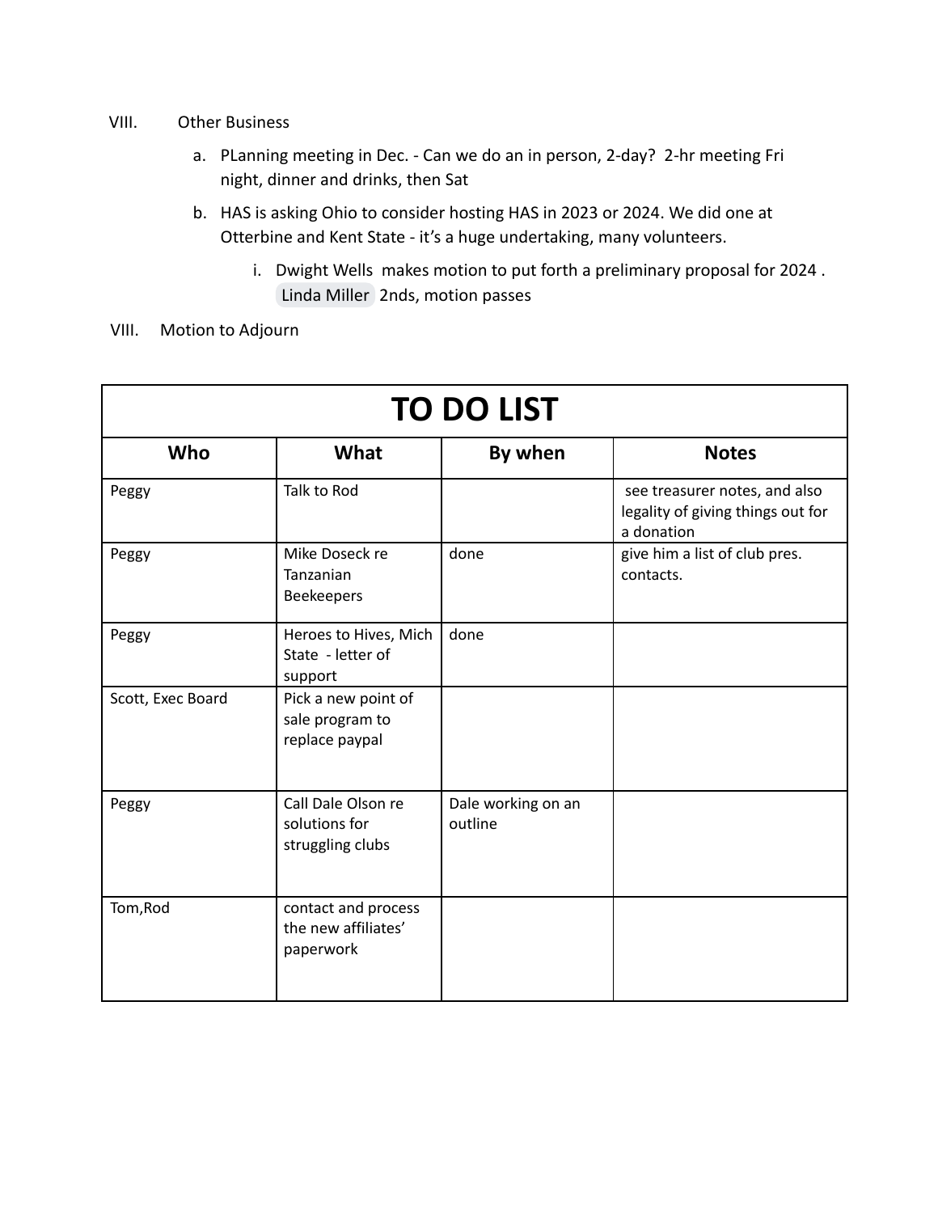VIII. Other Business

a. PLanning meeting in Dec. - Can we do an in person, 2-day? 2-hr meeting Fri night, dinner and drinks, then Sat

b. HAS is asking Ohio to consider hosting HAS in 2023 or 2024. We did one at Otterbine and Kent State - it's a huge undertaking, many volunteers.

i. Dwight Wells makes motion to put forth a preliminary proposal for 2024 . Linda Miller 2nds, motion passes

VIII. Motion to Adjourn

| TO DO LIST | | | |
|---|---|---|---|
| **Who** | **What** | **By when** | **Notes** |
| Peggy | Talk to Rod | | see treasurer notes, and also legality of giving things out for a donation |
| Peggy | Mike Doseck re Tanzanian Beekeepers | done | give him a list of club pres. contacts. |
| Peggy | Heroes to Hives, Mich State - letter of support | done | |
| Scott, Exec Board | Pick a new point of sale program to replace paypal | | |
| Peggy | Call Dale Olson re solutions for struggling clubs | Dale working on an outline | |
| Tom,Rod | contact and process the new affiliates' paperwork | | |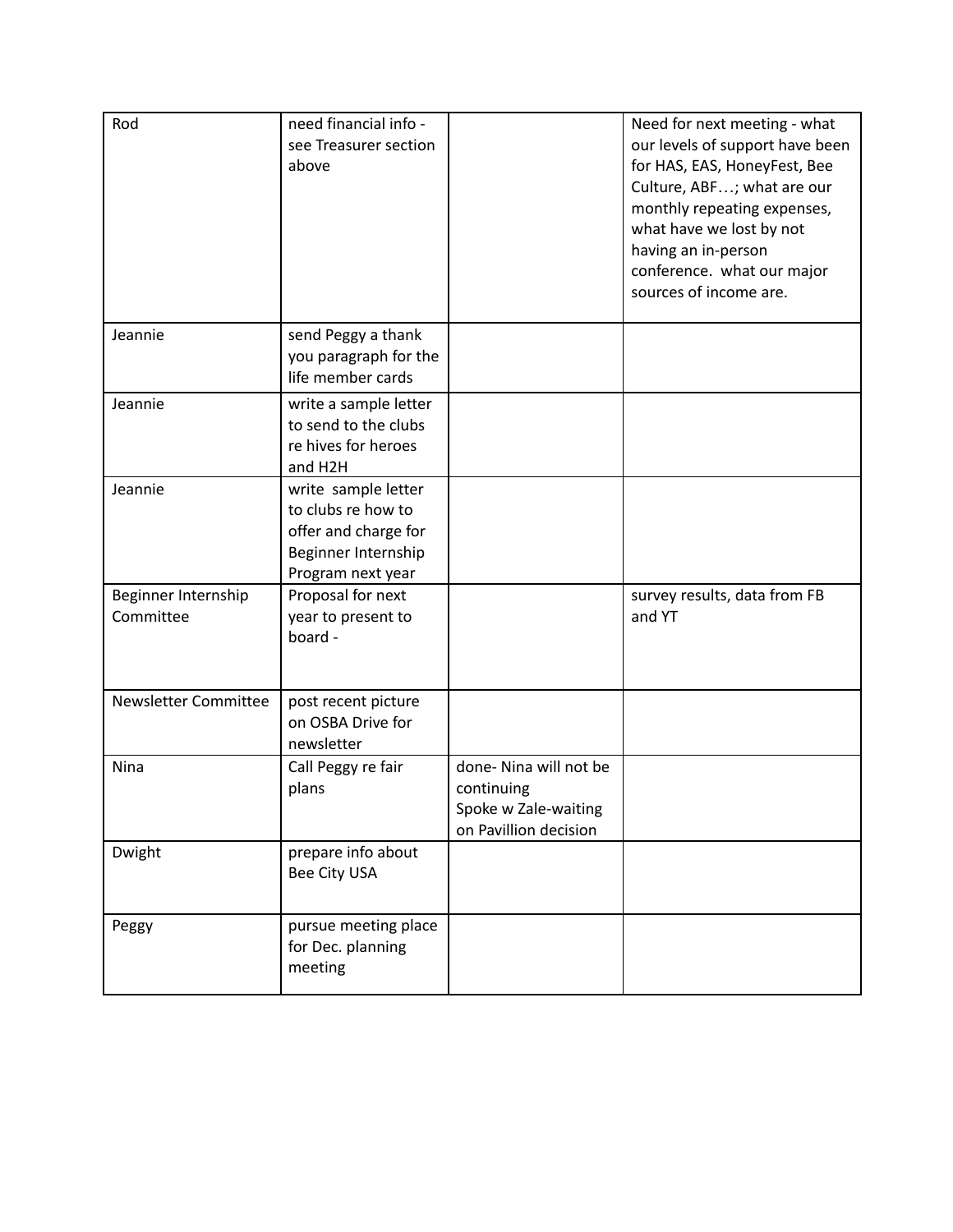| | | | |
|---|---|---|---|
| Rod | need financial info - see Treasurer section above | | Need for next meeting - what our levels of support have been for HAS, EAS, HoneyFest, Bee Culture, ABF…; what are our monthly repeating expenses, what have we lost by not having an in-person conference. what our major sources of income are. |
| Jeannie | send Peggy a thank you paragraph for the life member cards | | |
| Jeannie | write a sample letter to send to the clubs re hives for heroes and H2H | | |
| Jeannie | write sample letter to clubs re how to offer and charge for Beginner Internship Program next year | | |
| Beginner Internship Committee | Proposal for next year to present to board - | | survey results, data from FB and YT |
| Newsletter Committee | post recent picture on OSBA Drive for newsletter | | |
| Nina | Call Peggy re fair plans | done- Nina will not be continuing Spoke w Zale-waiting on Pavillion decision | |
| Dwight | prepare info about Bee City USA | | |
| Peggy | pursue meeting place for Dec. planning meeting | | |